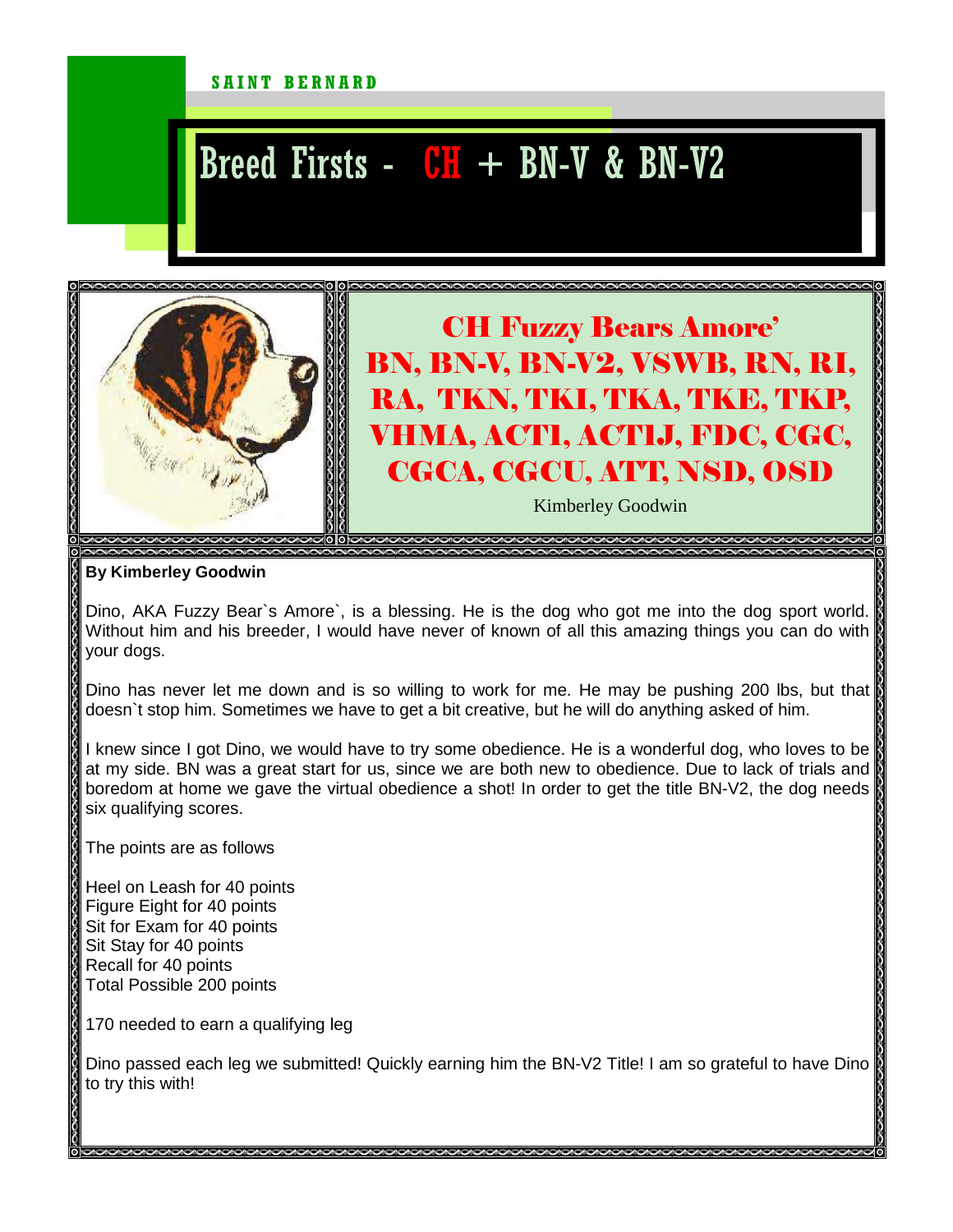SAINT BERNARD

# Breed Firsts - CH + BN-V & BN-V2

## CH Fuzzy Bears Amore' BN, BN-V, BN-V2, VSWB, RN, RI, RA, TKN, TKI, TKA, TKE, TKP, VHMA, ACT1, ACT1J, FDC, CGC, CGCA, CGCU, ATT, NSD, OSD

Kimberley Goodwin

**By Kimberley Goodwin**

Dino, AKA Fuzzy Bear`s Amore`, is a blessing. He is the dog who got me into the dog sport world. Without him and his breeder, I would have never of known of all this amazing things you can do with your dogs.

Dino has never let me down and is so willing to work for me. He may be pushing 200 lbs, but that doesn`t stop him. Sometimes we have to get a bit creative, but he will do anything asked of him.

I knew since I got Dino, we would have to try some obedience. He is a wonderful dog, who loves to be at my side. BN was a great start for us, since we are both new to obedience. Due to lack of trials and boredom at home we gave the virtual obedience a shot! In order to get the title BN-V2, the dog needs six qualifying scores.

The points are as follows

Heel on Leash for 40 points
Figure Eight for 40 points
Sit for Exam for 40 points
Sit Stay for 40 points
Recall for 40 points
Total Possible 200 points

170 needed to earn a qualifying leg

Dino passed each leg we submitted! Quickly earning him the BN-V2 Title! I am so grateful to have Dino to try this with!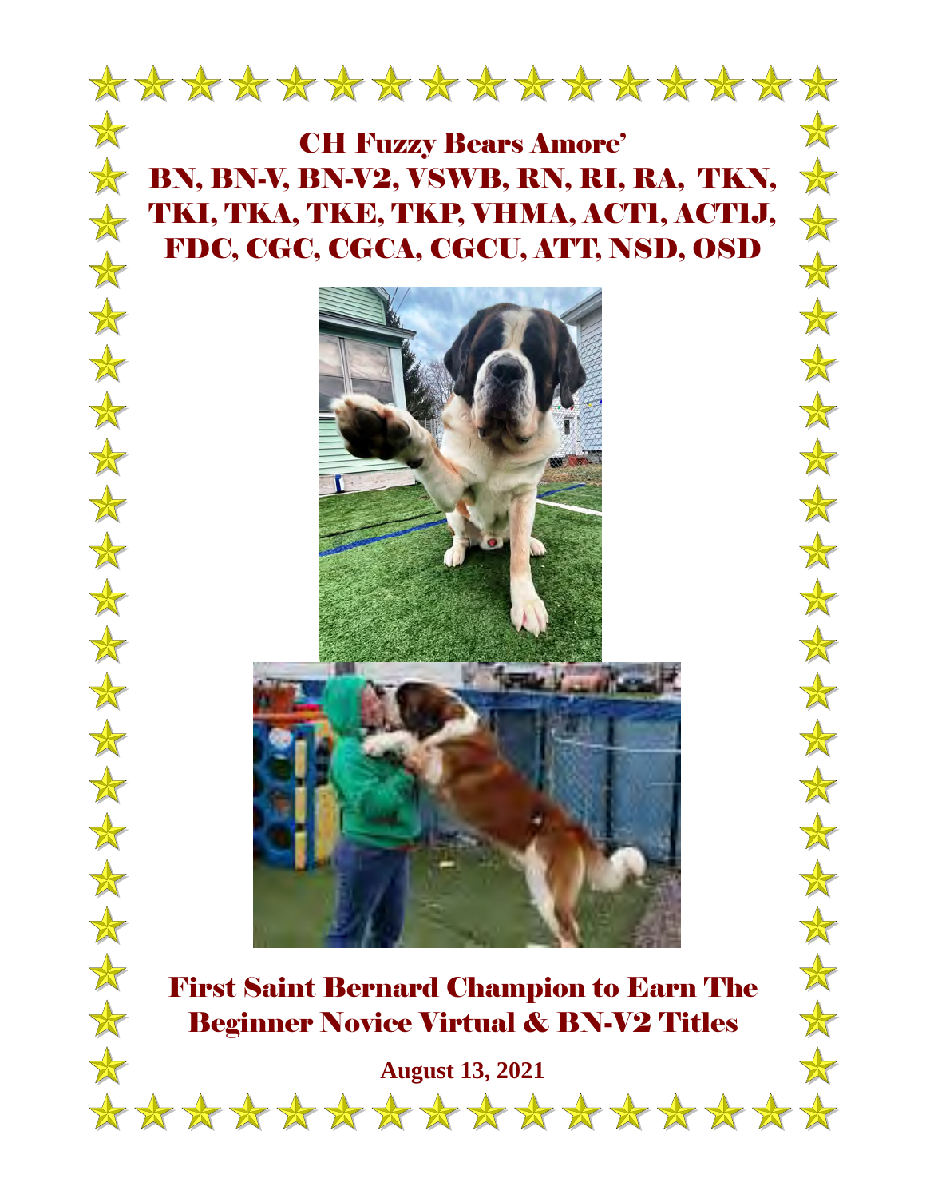# CH Fuzzy Bears Amore'

# BN, BN-V, BN-V2, VSWB, RN, RI, RA, TKN, TKI, TKA, TKE, TKP, VHMA, ACT1, ACT1J, FDC, CGC, CGCA, CGCU, ATT, NSD, OSD

## First Saint Bernard Champion to Earn The Beginner Novice Virtual & BN-V2 Titles

**August 13, 2021**